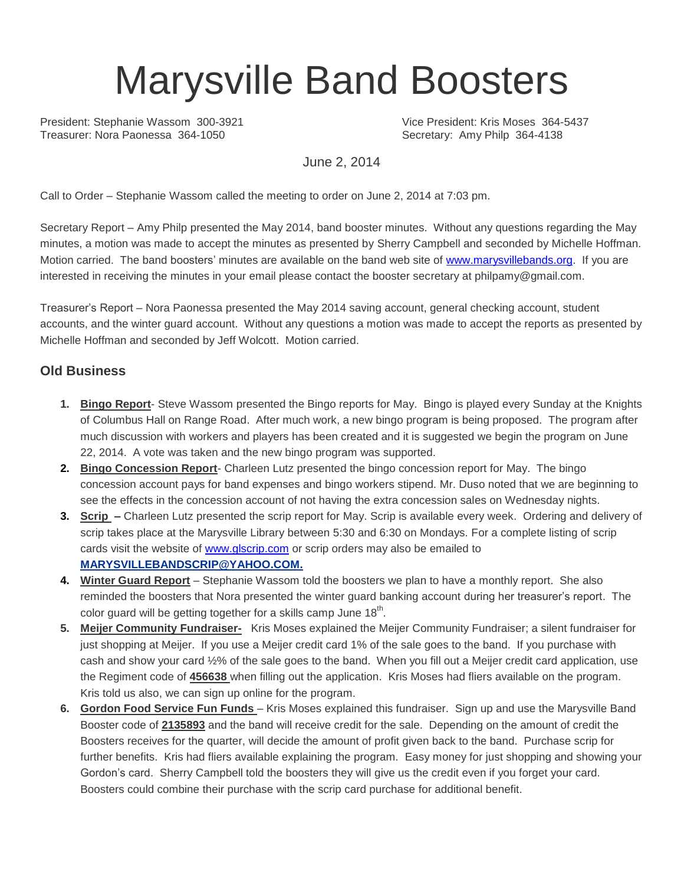# Marysville Band Boosters

President: Stephanie Wassom 300-3921
Vice President: Kris Moses 364-5437
Treasurer: Nora Paonessa 364-1050
Secretary: Amy Philp 364-4138

June 2, 2014

Call to Order – Stephanie Wassom called the meeting to order on June 2, 2014 at 7:03 pm.

Secretary Report – Amy Philp presented the May 2014, band booster minutes. Without any questions regarding the May minutes, a motion was made to accept the minutes as presented by Sherry Campbell and seconded by Michelle Hoffman. Motion carried. The band boosters' minutes are available on the band web site of www.marysvillebands.org. If you are interested in receiving the minutes in your email please contact the booster secretary at philpamy@gmail.com.

Treasurer's Report – Nora Paonessa presented the May 2014 saving account, general checking account, student accounts, and the winter guard account. Without any questions a motion was made to accept the reports as presented by Michelle Hoffman and seconded by Jeff Wolcott. Motion carried.

## Old Business

1. **Bingo Report**- Steve Wassom presented the Bingo reports for May. Bingo is played every Sunday at the Knights of Columbus Hall on Range Road. After much work, a new bingo program is being proposed. The program after much discussion with workers and players has been created and it is suggested we begin the program on June 22, 2014. A vote was taken and the new bingo program was supported.
2. **Bingo Concession Report**- Charleen Lutz presented the bingo concession report for May. The bingo concession account pays for band expenses and bingo workers stipend. Mr. Duso noted that we are beginning to see the effects in the concession account of not having the extra concession sales on Wednesday nights.
3. **Scrip** – Charleen Lutz presented the scrip report for May. Scrip is available every week. Ordering and delivery of scrip takes place at the Marysville Library between 5:30 and 6:30 on Mondays. For a complete listing of scrip cards visit the website of www.glscrip.com or scrip orders may also be emailed to **MARYSVILLEBANDSCRIP@YAHOO.COM.**
4. **Winter Guard Report** – Stephanie Wassom told the boosters we plan to have a monthly report. She also reminded the boosters that Nora presented the winter guard banking account during her treasurer's report. The color guard will be getting together for a skills camp June 18th.
5. **Meijer Community Fundraiser-** Kris Moses explained the Meijer Community Fundraiser; a silent fundraiser for just shopping at Meijer. If you use a Meijer credit card 1% of the sale goes to the band. If you purchase with cash and show your card ½% of the sale goes to the band. When you fill out a Meijer credit card application, use the Regiment code of **456638** when filling out the application. Kris Moses had fliers available on the program. Kris told us also, we can sign up online for the program.
6. **Gordon Food Service Fun Funds** – Kris Moses explained this fundraiser. Sign up and use the Marysville Band Booster code of **2135893** and the band will receive credit for the sale. Depending on the amount of credit the Boosters receives for the quarter, will decide the amount of profit given back to the band. Purchase scrip for further benefits. Kris had fliers available explaining the program. Easy money for just shopping and showing your Gordon's card. Sherry Campbell told the boosters they will give us the credit even if you forget your card. Boosters could combine their purchase with the scrip card purchase for additional benefit.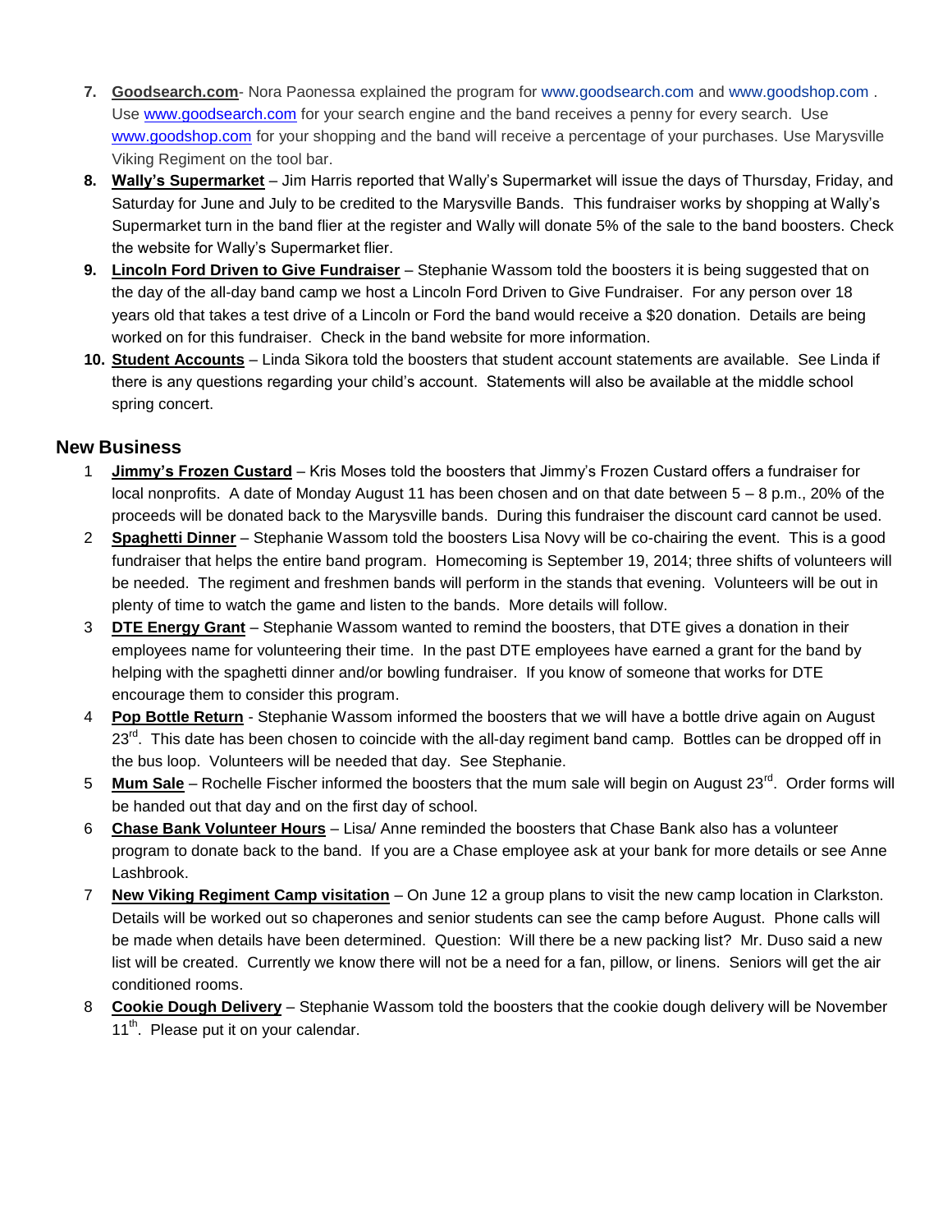7. **Goodsearch.com**- Nora Paonessa explained the program for www.goodsearch.com and www.goodshop.com . Use www.goodsearch.com for your search engine and the band receives a penny for every search. Use www.goodshop.com for your shopping and the band will receive a percentage of your purchases. Use Marysville Viking Regiment on the tool bar.
8. **Wally's Supermarket** – Jim Harris reported that Wally's Supermarket will issue the days of Thursday, Friday, and Saturday for June and July to be credited to the Marysville Bands. This fundraiser works by shopping at Wally's Supermarket turn in the band flier at the register and Wally will donate 5% of the sale to the band boosters. Check the website for Wally's Supermarket flier.
9. **Lincoln Ford Driven to Give Fundraiser** – Stephanie Wassom told the boosters it is being suggested that on the day of the all-day band camp we host a Lincoln Ford Driven to Give Fundraiser. For any person over 18 years old that takes a test drive of a Lincoln or Ford the band would receive a $20 donation. Details are being worked on for this fundraiser. Check in the band website for more information.
10. **Student Accounts** – Linda Sikora told the boosters that student account statements are available. See Linda if there is any questions regarding your child's account. Statements will also be available at the middle school spring concert.

## New Business

1. **Jimmy's Frozen Custard** – Kris Moses told the boosters that Jimmy's Frozen Custard offers a fundraiser for local nonprofits. A date of Monday August 11 has been chosen and on that date between 5 – 8 p.m., 20% of the proceeds will be donated back to the Marysville bands. During this fundraiser the discount card cannot be used.
2. **Spaghetti Dinner** – Stephanie Wassom told the boosters Lisa Novy will be co-chairing the event. This is a good fundraiser that helps the entire band program. Homecoming is September 19, 2014; three shifts of volunteers will be needed. The regiment and freshmen bands will perform in the stands that evening. Volunteers will be out in plenty of time to watch the game and listen to the bands. More details will follow.
3. **DTE Energy Grant** – Stephanie Wassom wanted to remind the boosters, that DTE gives a donation in their employees name for volunteering their time. In the past DTE employees have earned a grant for the band by helping with the spaghetti dinner and/or bowling fundraiser. If you know of someone that works for DTE encourage them to consider this program.
4. **Pop Bottle Return** - Stephanie Wassom informed the boosters that we will have a bottle drive again on August 23rd. This date has been chosen to coincide with the all-day regiment band camp. Bottles can be dropped off in the bus loop. Volunteers will be needed that day. See Stephanie.
5. **Mum Sale** – Rochelle Fischer informed the boosters that the mum sale will begin on August 23rd. Order forms will be handed out that day and on the first day of school.
6. **Chase Bank Volunteer Hours** – Lisa/ Anne reminded the boosters that Chase Bank also has a volunteer program to donate back to the band. If you are a Chase employee ask at your bank for more details or see Anne Lashbrook.
7. **New Viking Regiment Camp visitation** – On June 12 a group plans to visit the new camp location in Clarkston. Details will be worked out so chaperones and senior students can see the camp before August. Phone calls will be made when details have been determined. Question: Will there be a new packing list? Mr. Duso said a new list will be created. Currently we know there will not be a need for a fan, pillow, or linens. Seniors will get the air conditioned rooms.
8. **Cookie Dough Delivery** – Stephanie Wassom told the boosters that the cookie dough delivery will be November 11th. Please put it on your calendar.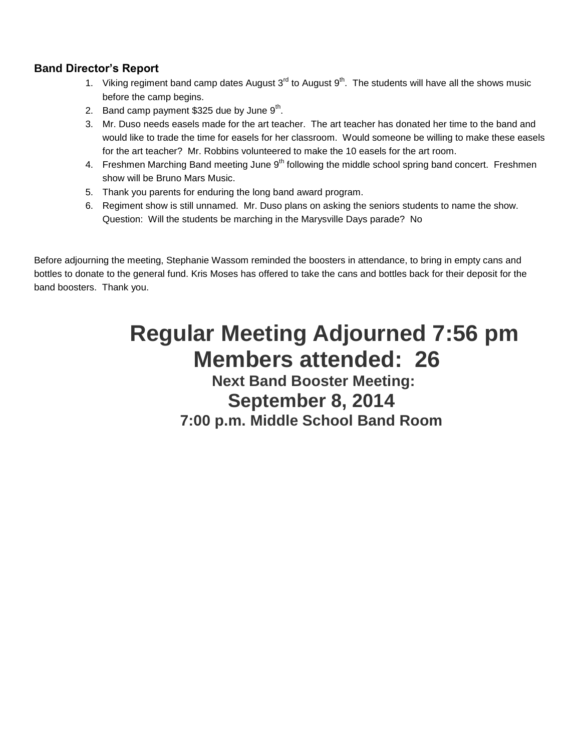### Band Director's Report

1. Viking regiment band camp dates August 3rd to August 9th. The students will have all the shows music before the camp begins.
2. Band camp payment $325 due by June 9th.
3. Mr. Duso needs easels made for the art teacher. The art teacher has donated her time to the band and would like to trade the time for easels for her classroom. Would someone be willing to make these easels for the art teacher? Mr. Robbins volunteered to make the 10 easels for the art room.
4. Freshmen Marching Band meeting June 9th following the middle school spring band concert. Freshmen show will be Bruno Mars Music.
5. Thank you parents for enduring the long band award program.
6. Regiment show is still unnamed. Mr. Duso plans on asking the seniors students to name the show. Question: Will the students be marching in the Marysville Days parade? No

Before adjourning the meeting, Stephanie Wassom reminded the boosters in attendance, to bring in empty cans and bottles to donate to the general fund. Kris Moses has offered to take the cans and bottles back for their deposit for the band boosters. Thank you.

# Regular Meeting Adjourned 7:56 pm

# Members attended: 26

**Next Band Booster Meeting:**

## September 8, 2014

**7:00 p.m. Middle School Band Room**